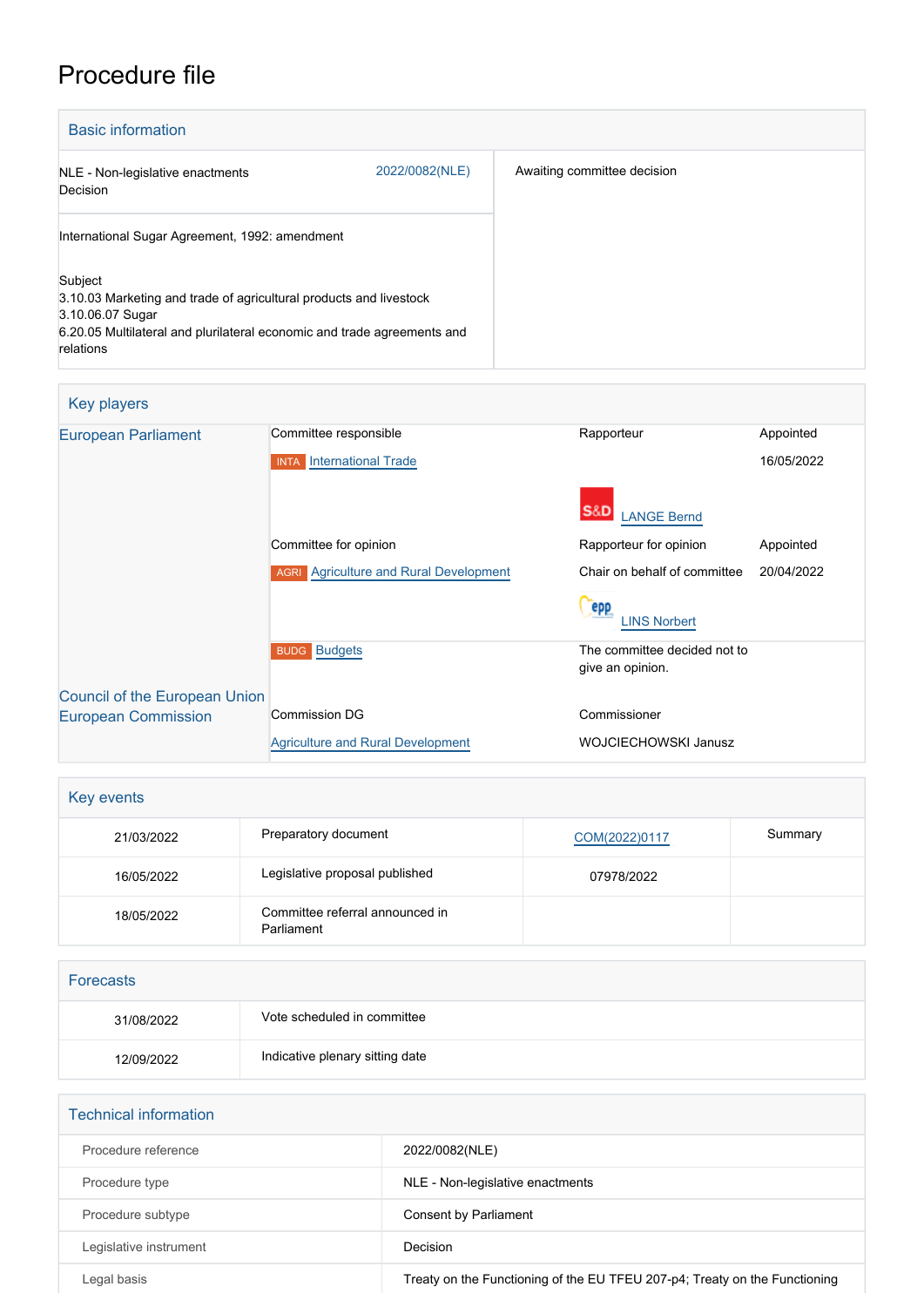# Procedure file

## Basic information

| | |
|---|---|
| NLE - Non-legislative enactments<br>Decision | 2022/0082(NLE) |
| International Sugar Agreement, 1992: amendment<br><br>Subject<br>3.10.03 Marketing and trade of agricultural products and livestock<br>3.10.06.07 Sugar<br>6.20.05 Multilateral and plurilateral economic and trade agreements and relations | Awaiting committee decision |

## Key players

| | | | |
|---|---|---|---|
| European Parliament | Committee responsible | Rapporteur | Appointed |
| | INTA International Trade | | 16/05/2022 |
| | | S&D LANGE Bernd | |
| | Committee for opinion | Rapporteur for opinion | Appointed |
| | AGRI Agriculture and Rural Development | Chair on behalf of committee | 20/04/2022 |
| | | epp LINS Norbert | |
| | BUDG Budgets | The committee decided not to give an opinion. | |
| Council of the European Union | | | |
| European Commission | Commission DG | Commissioner | |
| | Agriculture and Rural Development | WOJCIECHOWSKI Janusz | |

## Key events

| | | | |
|---|---|---|---|
| 21/03/2022 | Preparatory document | COM(2022)0117 | Summary |
| 16/05/2022 | Legislative proposal published | 07978/2022 | |
| 18/05/2022 | Committee referral announced in Parliament | | |

## Forecasts

| | |
|---|---|
| 31/08/2022 | Vote scheduled in committee |
| 12/09/2022 | Indicative plenary sitting date |

## Technical information

| | |
|---|---|
| Procedure reference | 2022/0082(NLE) |
| Procedure type | NLE - Non-legislative enactments |
| Procedure subtype | Consent by Parliament |
| Legislative instrument | Decision |
| Legal basis | Treaty on the Functioning of the EU TFEU 207-p4; Treaty on the Functioning |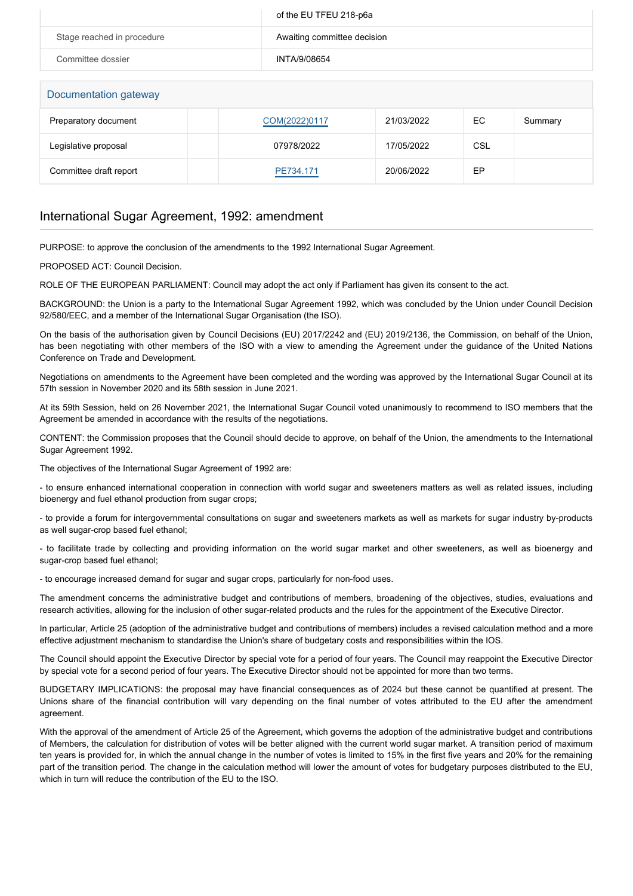| | |
|---|---|
| | of the EU TFEU 218-p6a |
| Stage reached in procedure | Awaiting committee decision |
| Committee dossier | INTA/9/08654 |

## Documentation gateway

| | | | | | |
|---|---|---|---|---|---|
| Preparatory document | | COM(2022)0117 | 21/03/2022 | EC | Summary |
| Legislative proposal | | 07978/2022 | 17/05/2022 | CSL | |
| Committee draft report | | PE734.171 | 20/06/2022 | EP | |

## International Sugar Agreement, 1992: amendment

PURPOSE: to approve the conclusion of the amendments to the 1992 International Sugar Agreement.

PROPOSED ACT: Council Decision.

ROLE OF THE EUROPEAN PARLIAMENT: Council may adopt the act only if Parliament has given its consent to the act.

BACKGROUND: the Union is a party to the International Sugar Agreement 1992, which was concluded by the Union under Council Decision 92/580/EEC, and a member of the International Sugar Organisation (the ISO).

On the basis of the authorisation given by Council Decisions (EU) 2017/2242 and (EU) 2019/2136, the Commission, on behalf of the Union, has been negotiating with other members of the ISO with a view to amending the Agreement under the guidance of the United Nations Conference on Trade and Development.

Negotiations on amendments to the Agreement have been completed and the wording was approved by the International Sugar Council at its 57th session in November 2020 and its 58th session in June 2021.

At its 59th Session, held on 26 November 2021, the International Sugar Council voted unanimously to recommend to ISO members that the Agreement be amended in accordance with the results of the negotiations.

CONTENT: the Commission proposes that the Council should decide to approve, on behalf of the Union, the amendments to the International Sugar Agreement 1992.

The objectives of the International Sugar Agreement of 1992 are:

- to ensure enhanced international cooperation in connection with world sugar and sweeteners matters as well as related issues, including bioenergy and fuel ethanol production from sugar crops;
- to provide a forum for intergovernmental consultations on sugar and sweeteners markets as well as markets for sugar industry by-products as well sugar-crop based fuel ethanol;
- to facilitate trade by collecting and providing information on the world sugar market and other sweeteners, as well as bioenergy and sugar-crop based fuel ethanol;
- to encourage increased demand for sugar and sugar crops, particularly for non-food uses.

The amendment concerns the administrative budget and contributions of members, broadening of the objectives, studies, evaluations and research activities, allowing for the inclusion of other sugar-related products and the rules for the appointment of the Executive Director.

In particular, Article 25 (adoption of the administrative budget and contributions of members) includes a revised calculation method and a more effective adjustment mechanism to standardise the Union's share of budgetary costs and responsibilities within the IOS.

The Council should appoint the Executive Director by special vote for a period of four years. The Council may reappoint the Executive Director by special vote for a second period of four years. The Executive Director should not be appointed for more than two terms.

BUDGETARY IMPLICATIONS: the proposal may have financial consequences as of 2024 but these cannot be quantified at present. The Unions share of the financial contribution will vary depending on the final number of votes attributed to the EU after the amendment agreement.

With the approval of the amendment of Article 25 of the Agreement, which governs the adoption of the administrative budget and contributions of Members, the calculation for distribution of votes will be better aligned with the current world sugar market. A transition period of maximum ten years is provided for, in which the annual change in the number of votes is limited to 15% in the first five years and 20% for the remaining part of the transition period. The change in the calculation method will lower the amount of votes for budgetary purposes distributed to the EU, which in turn will reduce the contribution of the EU to the ISO.